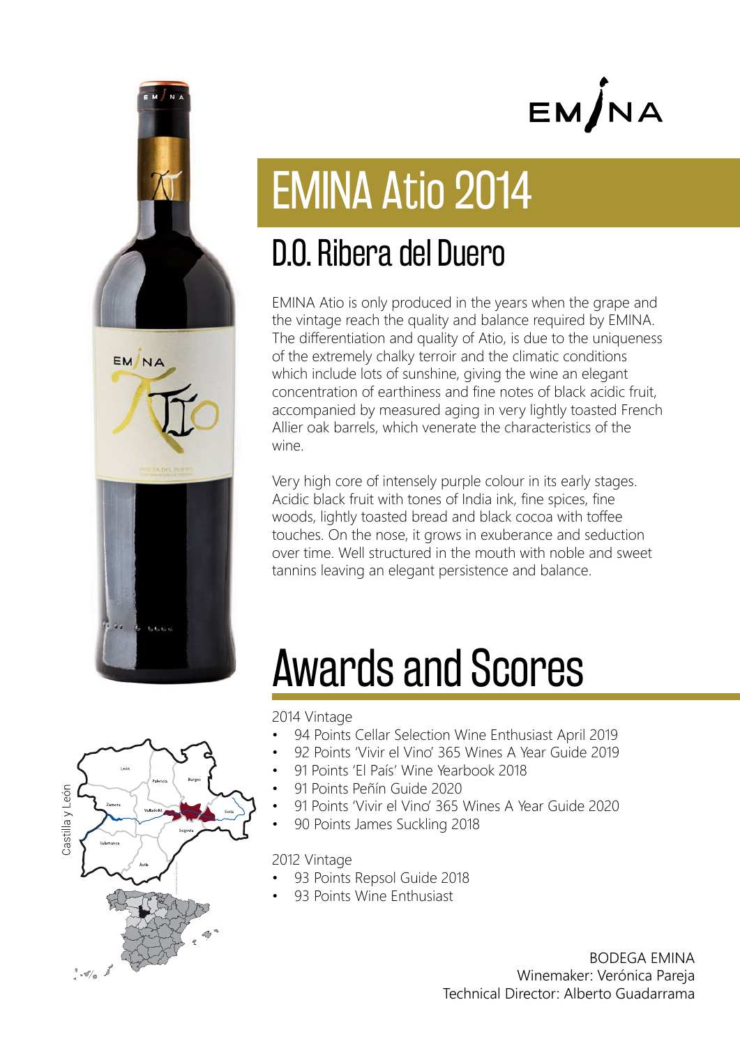# EMINA

# EMINA Atio 2014

## D.O. Ribera del Duero

EMINA Atio is only produced in the years when the grape and the vintage reach the quality and balance required by EMINA. The differentiation and quality of Atio, is due to the uniqueness of the extremely chalky terroir and the climatic conditions which include lots of sunshine, giving the wine an elegant concentration of earthiness and fine notes of black acidic fruit, accompanied by measured aging in very lightly toasted French Allier oak barrels, which venerate the characteristics of the wine.

Very high core of intensely purple colour in its early stages. Acidic black fruit with tones of India ink, fine spices, fine woods, lightly toasted bread and black cocoa with toffee touches. On the nose, it grows in exuberance and seduction over time. Well structured in the mouth with noble and sweet tannins leaving an elegant persistence and balance.

# Awards and Scores

2014 Vintage

- 94 Points Cellar Selection Wine Enthusiast April 2019
- 92 Points 'Vivir el Vino' 365 Wines A Year Guide 2019
- 91 Points 'El País' Wine Yearbook 2018
- 91 Points Peñín Guide 2020
- 91 Points 'Vivir el Vino' 365 Wines A Year Guide 2020
- 90 Points James Suckling 2018

2012 Vintage

- 93 Points Repsol Guide 2018
- 93 Points Wine Enthusiast

Castilla y León

BODEGA EMINA
Winemaker: Verónica Pareja
Technical Director: Alberto Guadarrama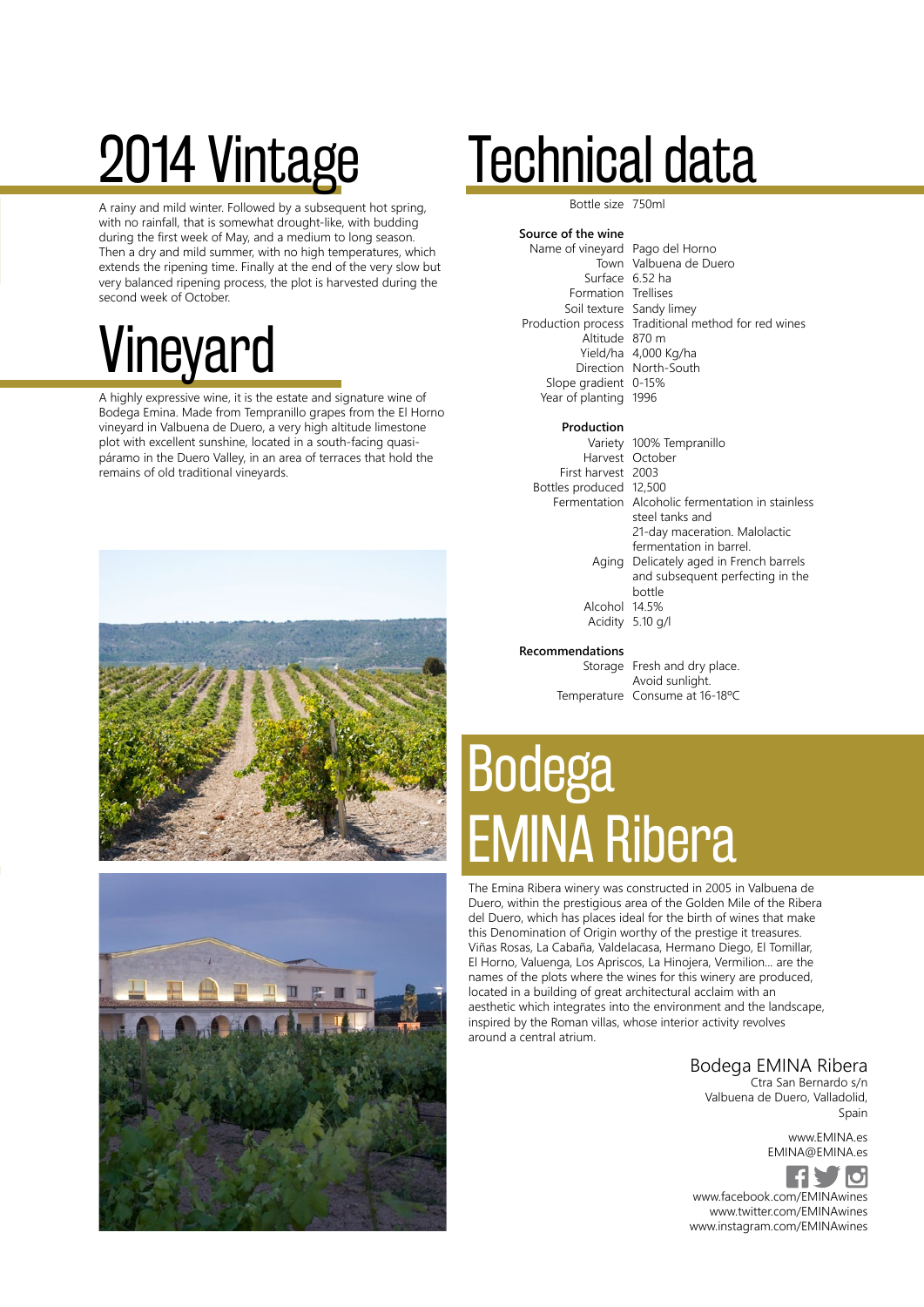# 2014 Vintage

A rainy and mild winter. Followed by a subsequent hot spring, with no rainfall, that is somewhat drought-like, with budding during the first week of May, and a medium to long season. Then a dry and mild summer, with no high temperatures, which extends the ripening time. Finally at the end of the very slow but very balanced ripening process, the plot is harvested during the second week of October.

# Vineyard

A highly expressive wine, it is the estate and signature wine of Bodega Emina. Made from Tempranillo grapes from the El Horno vineyard in Valbuena de Duero, a very high altitude limestone plot with excellent sunshine, located in a south-facing quasi-páramo in the Duero Valley, in an area of terraces that hold the remains of old traditional vineyards.

# Technical data

| | |
|---|---|
| Bottle size | 750ml |

**Source of the wine**

| | |
|---|---|
| Name of vineyard | Pago del Horno |
| Town | Valbuena de Duero |
| Surface | 6.52 ha |
| Formation | Trellises |
| Soil texture | Sandy limey |
| Production process | Traditional method for red wines |
| Altitude | 870 m |
| Yield/ha | 4,000 Kg/ha |
| Direction | North-South |
| Slope gradient | 0-15% |
| Year of planting | 1996 |

**Production**

| | |
|---|---|
| Variety | 100% Tempranillo |
| Harvest | October |
| First harvest | 2003 |
| Bottles produced | 12,500 |
| Fermentation | Alcoholic fermentation in stainless steel tanks and 21-day maceration. Malolactic fermentation in barrel. |
| Aging | Delicately aged in French barrels and subsequent perfecting in the bottle |
| Alcohol | 14.5% |
| Acidity | 5.10 g/l |

**Recommendations**

| | |
|---|---|
| Storage | Fresh and dry place. Avoid sunlight. |
| Temperature | Consume at 16-18ºC |

# Bodega EMINA Ribera

The Emina Ribera winery was constructed in 2005 in Valbuena de Duero, within the prestigious area of the Golden Mile of the Ribera del Duero, which has places ideal for the birth of wines that make this Denomination of Origin worthy of the prestige it treasures. Viñas Rosas, La Cabaña, Valdelacasa, Hermano Diego, El Tomillar, El Horno, Valuenga, Los Apriscos, La Hinojera, Vermilion... are the names of the plots where the wines for this winery are produced, located in a building of great architectural acclaim with an aesthetic which integrates into the environment and the landscape, inspired by the Roman villas, whose interior activity revolves around a central atrium.

Bodega EMINA Ribera
Ctra San Bernardo s/n
Valbuena de Duero, Valladolid,
Spain

www.EMINA.es
EMINA@EMINA.es

www.facebook.com/EMINAwines
www.twitter.com/EMINAwines
www.instagram.com/EMINAwines